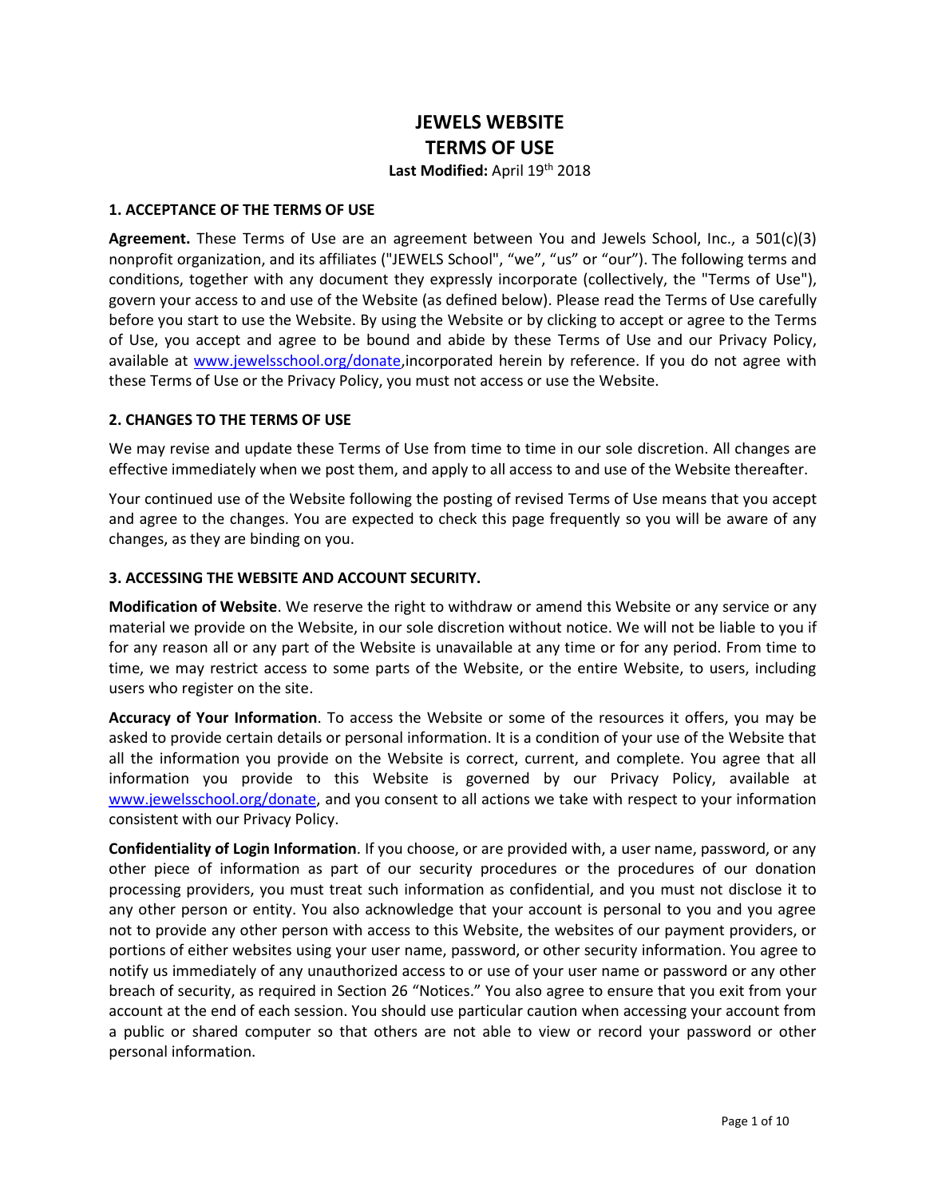# JEWELS WEBSITE
# TERMS OF USE

**Last Modified:** April 19th 2018

## 1. ACCEPTANCE OF THE TERMS OF USE

**Agreement.** These Terms of Use are an agreement between You and Jewels School, Inc., a 501(c)(3) nonprofit organization, and its affiliates ("JEWELS School", "we", "us" or "our"). The following terms and conditions, together with any document they expressly incorporate (collectively, the "Terms of Use"), govern your access to and use of the Website (as defined below). Please read the Terms of Use carefully before you start to use the Website. By using the Website or by clicking to accept or agree to the Terms of Use, you accept and agree to be bound and abide by these Terms of Use and our Privacy Policy, available at www.jewelsschool.org/donate,incorporated herein by reference. If you do not agree with these Terms of Use or the Privacy Policy, you must not access or use the Website.

## 2. CHANGES TO THE TERMS OF USE

We may revise and update these Terms of Use from time to time in our sole discretion. All changes are effective immediately when we post them, and apply to all access to and use of the Website thereafter.

Your continued use of the Website following the posting of revised Terms of Use means that you accept and agree to the changes. You are expected to check this page frequently so you will be aware of any changes, as they are binding on you.

## 3. ACCESSING THE WEBSITE AND ACCOUNT SECURITY.

**Modification of Website**. We reserve the right to withdraw or amend this Website or any service or any material we provide on the Website, in our sole discretion without notice. We will not be liable to you if for any reason all or any part of the Website is unavailable at any time or for any period. From time to time, we may restrict access to some parts of the Website, or the entire Website, to users, including users who register on the site.

**Accuracy of Your Information**. To access the Website or some of the resources it offers, you may be asked to provide certain details or personal information. It is a condition of your use of the Website that all the information you provide on the Website is correct, current, and complete. You agree that all information you provide to this Website is governed by our Privacy Policy, available at www.jewelsschool.org/donate, and you consent to all actions we take with respect to your information consistent with our Privacy Policy.

**Confidentiality of Login Information**. If you choose, or are provided with, a user name, password, or any other piece of information as part of our security procedures or the procedures of our donation processing providers, you must treat such information as confidential, and you must not disclose it to any other person or entity. You also acknowledge that your account is personal to you and you agree not to provide any other person with access to this Website, the websites of our payment providers, or portions of either websites using your user name, password, or other security information. You agree to notify us immediately of any unauthorized access to or use of your user name or password or any other breach of security, as required in Section 26 "Notices." You also agree to ensure that you exit from your account at the end of each session. You should use particular caution when accessing your account from a public or shared computer so that others are not able to view or record your password or other personal information.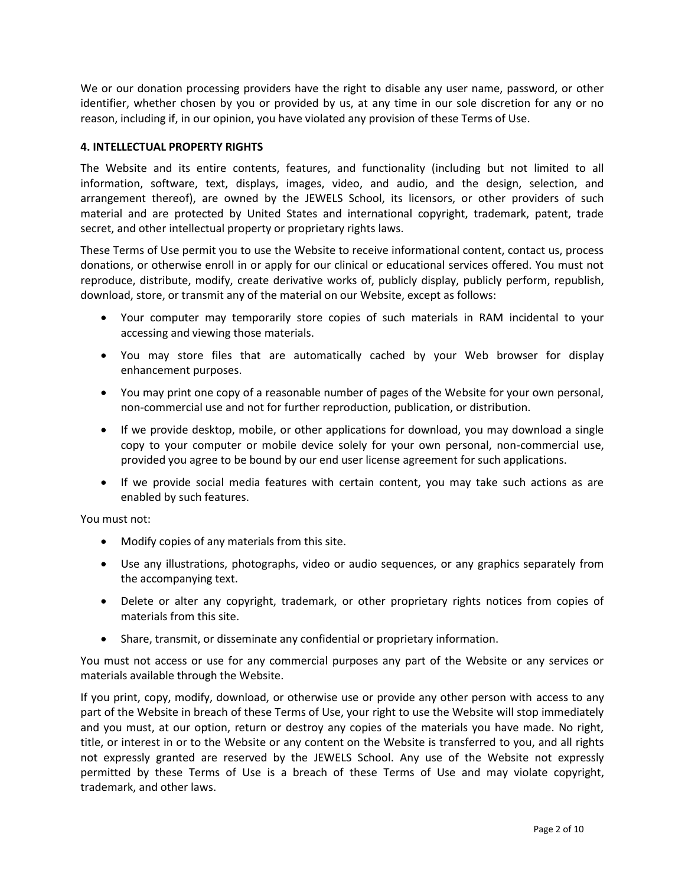We or our donation processing providers have the right to disable any user name, password, or other identifier, whether chosen by you or provided by us, at any time in our sole discretion for any or no reason, including if, in our opinion, you have violated any provision of these Terms of Use.

**4. INTELLECTUAL PROPERTY RIGHTS**

The Website and its entire contents, features, and functionality (including but not limited to all information, software, text, displays, images, video, and audio, and the design, selection, and arrangement thereof), are owned by the JEWELS School, its licensors, or other providers of such material and are protected by United States and international copyright, trademark, patent, trade secret, and other intellectual property or proprietary rights laws.

These Terms of Use permit you to use the Website to receive informational content, contact us, process donations, or otherwise enroll in or apply for our clinical or educational services offered. You must not reproduce, distribute, modify, create derivative works of, publicly display, publicly perform, republish, download, store, or transmit any of the material on our Website, except as follows:

- Your computer may temporarily store copies of such materials in RAM incidental to your accessing and viewing those materials.
- You may store files that are automatically cached by your Web browser for display enhancement purposes.
- You may print one copy of a reasonable number of pages of the Website for your own personal, non-commercial use and not for further reproduction, publication, or distribution.
- If we provide desktop, mobile, or other applications for download, you may download a single copy to your computer or mobile device solely for your own personal, non-commercial use, provided you agree to be bound by our end user license agreement for such applications.
- If we provide social media features with certain content, you may take such actions as are enabled by such features.

You must not:

- Modify copies of any materials from this site.
- Use any illustrations, photographs, video or audio sequences, or any graphics separately from the accompanying text.
- Delete or alter any copyright, trademark, or other proprietary rights notices from copies of materials from this site.
- Share, transmit, or disseminate any confidential or proprietary information.

You must not access or use for any commercial purposes any part of the Website or any services or materials available through the Website.

If you print, copy, modify, download, or otherwise use or provide any other person with access to any part of the Website in breach of these Terms of Use, your right to use the Website will stop immediately and you must, at our option, return or destroy any copies of the materials you have made. No right, title, or interest in or to the Website or any content on the Website is transferred to you, and all rights not expressly granted are reserved by the JEWELS School. Any use of the Website not expressly permitted by these Terms of Use is a breach of these Terms of Use and may violate copyright, trademark, and other laws.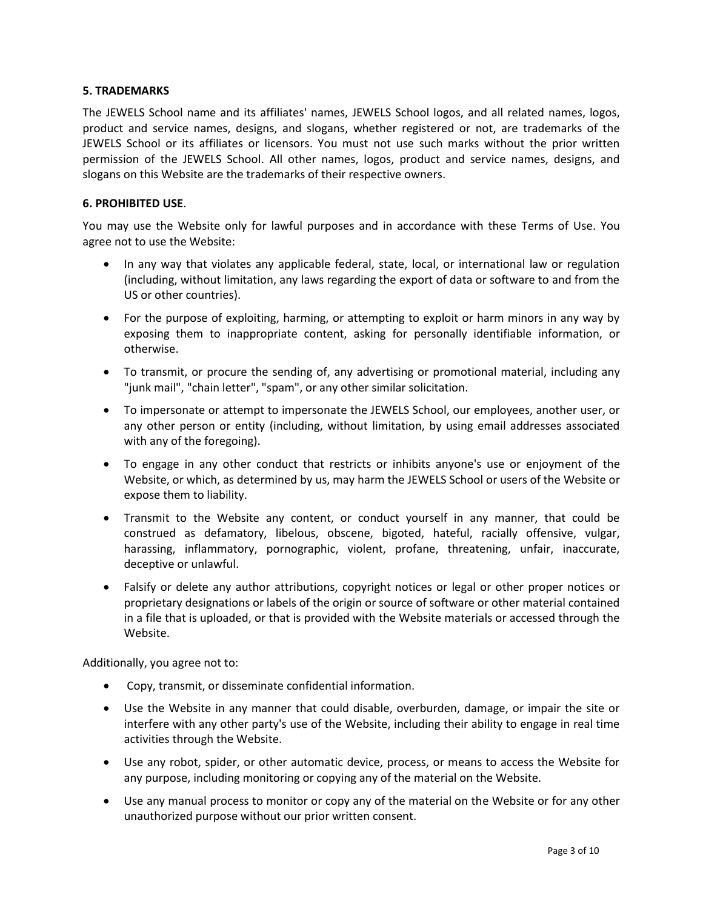**5. TRADEMARKS**

The JEWELS School name and its affiliates' names, JEWELS School logos, and all related names, logos, product and service names, designs, and slogans, whether registered or not, are trademarks of the JEWELS School or its affiliates or licensors. You must not use such marks without the prior written permission of the JEWELS School. All other names, logos, product and service names, designs, and slogans on this Website are the trademarks of their respective owners.

**6. PROHIBITED USE**.

You may use the Website only for lawful purposes and in accordance with these Terms of Use. You agree not to use the Website:

- In any way that violates any applicable federal, state, local, or international law or regulation (including, without limitation, any laws regarding the export of data or software to and from the US or other countries).
- For the purpose of exploiting, harming, or attempting to exploit or harm minors in any way by exposing them to inappropriate content, asking for personally identifiable information, or otherwise.
- To transmit, or procure the sending of, any advertising or promotional material, including any "junk mail", "chain letter", "spam", or any other similar solicitation.
- To impersonate or attempt to impersonate the JEWELS School, our employees, another user, or any other person or entity (including, without limitation, by using email addresses associated with any of the foregoing).
- To engage in any other conduct that restricts or inhibits anyone's use or enjoyment of the Website, or which, as determined by us, may harm the JEWELS School or users of the Website or expose them to liability.
- Transmit to the Website any content, or conduct yourself in any manner, that could be construed as defamatory, libelous, obscene, bigoted, hateful, racially offensive, vulgar, harassing, inflammatory, pornographic, violent, profane, threatening, unfair, inaccurate, deceptive or unlawful.
- Falsify or delete any author attributions, copyright notices or legal or other proper notices or proprietary designations or labels of the origin or source of software or other material contained in a file that is uploaded, or that is provided with the Website materials or accessed through the Website.

Additionally, you agree not to:

- Copy, transmit, or disseminate confidential information.
- Use the Website in any manner that could disable, overburden, damage, or impair the site or interfere with any other party's use of the Website, including their ability to engage in real time activities through the Website.
- Use any robot, spider, or other automatic device, process, or means to access the Website for any purpose, including monitoring or copying any of the material on the Website.
- Use any manual process to monitor or copy any of the material on the Website or for any other unauthorized purpose without our prior written consent.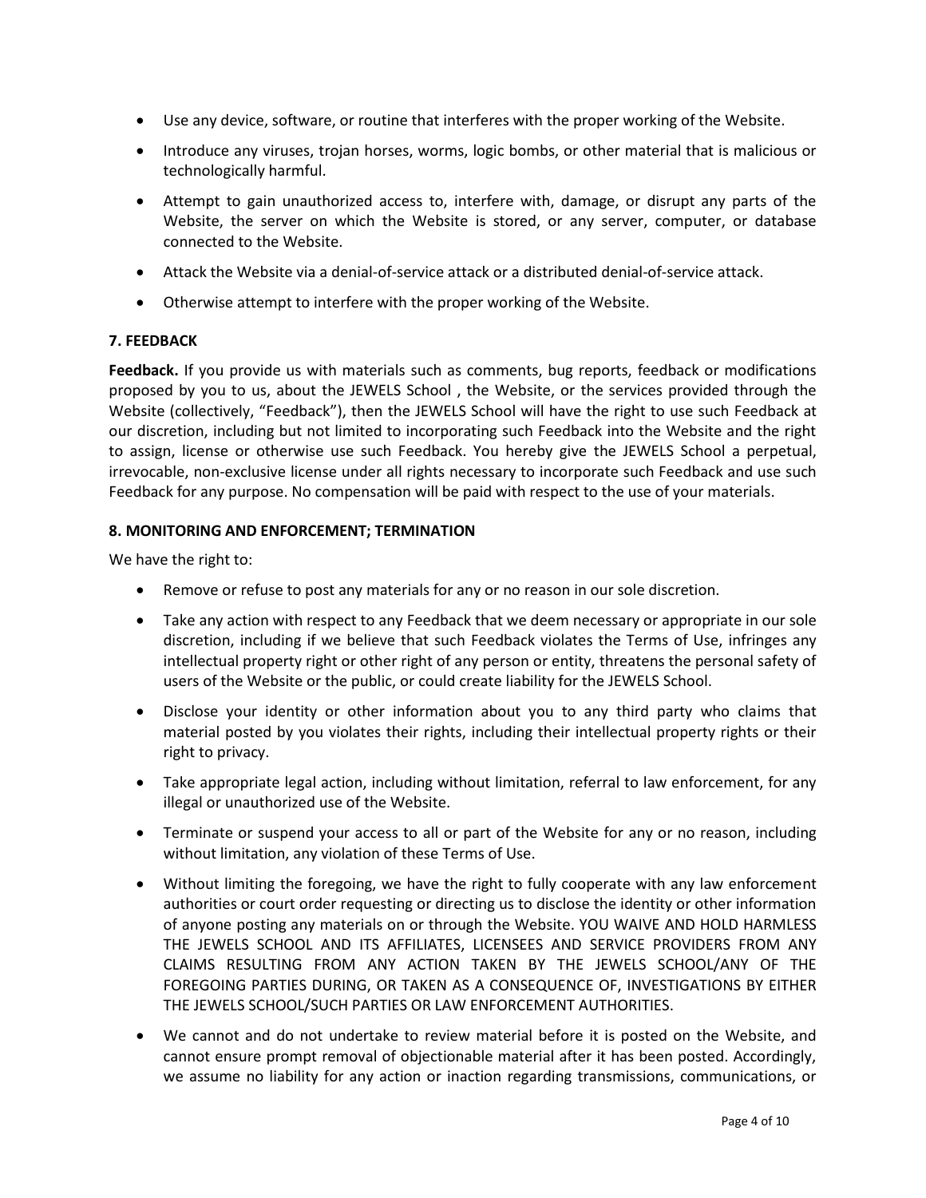- Use any device, software, or routine that interferes with the proper working of the Website.
- Introduce any viruses, trojan horses, worms, logic bombs, or other material that is malicious or technologically harmful.
- Attempt to gain unauthorized access to, interfere with, damage, or disrupt any parts of the Website, the server on which the Website is stored, or any server, computer, or database connected to the Website.
- Attack the Website via a denial-of-service attack or a distributed denial-of-service attack.
- Otherwise attempt to interfere with the proper working of the Website.

**7. FEEDBACK**

**Feedback.** If you provide us with materials such as comments, bug reports, feedback or modifications proposed by you to us, about the JEWELS School , the Website, or the services provided through the Website (collectively, "Feedback"), then the JEWELS School will have the right to use such Feedback at our discretion, including but not limited to incorporating such Feedback into the Website and the right to assign, license or otherwise use such Feedback. You hereby give the JEWELS School a perpetual, irrevocable, non-exclusive license under all rights necessary to incorporate such Feedback and use such Feedback for any purpose. No compensation will be paid with respect to the use of your materials.

**8. MONITORING AND ENFORCEMENT; TERMINATION**

We have the right to:

- Remove or refuse to post any materials for any or no reason in our sole discretion.
- Take any action with respect to any Feedback that we deem necessary or appropriate in our sole discretion, including if we believe that such Feedback violates the Terms of Use, infringes any intellectual property right or other right of any person or entity, threatens the personal safety of users of the Website or the public, or could create liability for the JEWELS School.
- Disclose your identity or other information about you to any third party who claims that material posted by you violates their rights, including their intellectual property rights or their right to privacy.
- Take appropriate legal action, including without limitation, referral to law enforcement, for any illegal or unauthorized use of the Website.
- Terminate or suspend your access to all or part of the Website for any or no reason, including without limitation, any violation of these Terms of Use.
- Without limiting the foregoing, we have the right to fully cooperate with any law enforcement authorities or court order requesting or directing us to disclose the identity or other information of anyone posting any materials on or through the Website. YOU WAIVE AND HOLD HARMLESS THE JEWELS SCHOOL AND ITS AFFILIATES, LICENSEES AND SERVICE PROVIDERS FROM ANY CLAIMS RESULTING FROM ANY ACTION TAKEN BY THE JEWELS SCHOOL/ANY OF THE FOREGOING PARTIES DURING, OR TAKEN AS A CONSEQUENCE OF, INVESTIGATIONS BY EITHER THE JEWELS SCHOOL/SUCH PARTIES OR LAW ENFORCEMENT AUTHORITIES.
- We cannot and do not undertake to review material before it is posted on the Website, and cannot ensure prompt removal of objectionable material after it has been posted. Accordingly, we assume no liability for any action or inaction regarding transmissions, communications, or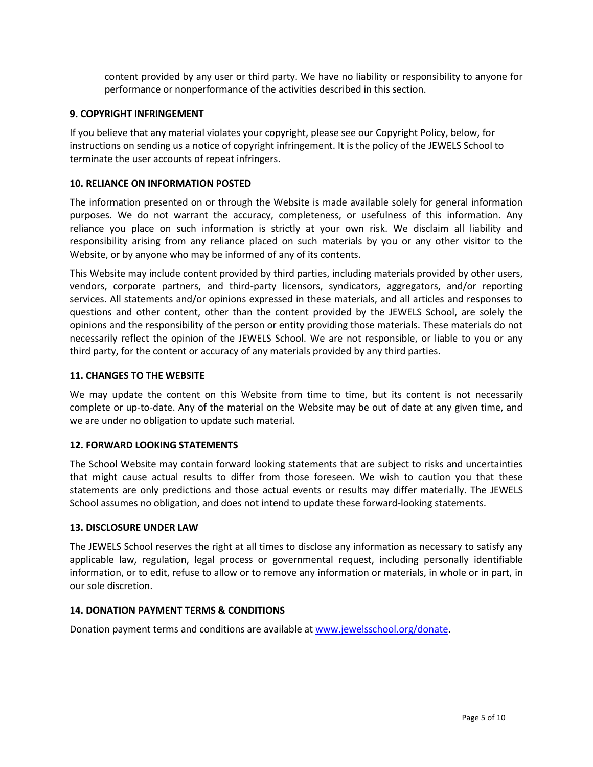content provided by any user or third party. We have no liability or responsibility to anyone for performance or nonperformance of the activities described in this section.

**9. COPYRIGHT INFRINGEMENT**

If you believe that any material violates your copyright, please see our Copyright Policy, below, for instructions on sending us a notice of copyright infringement. It is the policy of the JEWELS School to terminate the user accounts of repeat infringers.

**10. RELIANCE ON INFORMATION POSTED**

The information presented on or through the Website is made available solely for general information purposes. We do not warrant the accuracy, completeness, or usefulness of this information. Any reliance you place on such information is strictly at your own risk. We disclaim all liability and responsibility arising from any reliance placed on such materials by you or any other visitor to the Website, or by anyone who may be informed of any of its contents.

This Website may include content provided by third parties, including materials provided by other users, vendors, corporate partners, and third-party licensors, syndicators, aggregators, and/or reporting services. All statements and/or opinions expressed in these materials, and all articles and responses to questions and other content, other than the content provided by the JEWELS School, are solely the opinions and the responsibility of the person or entity providing those materials. These materials do not necessarily reflect the opinion of the JEWELS School. We are not responsible, or liable to you or any third party, for the content or accuracy of any materials provided by any third parties.

**11. CHANGES TO THE WEBSITE**

We may update the content on this Website from time to time, but its content is not necessarily complete or up-to-date. Any of the material on the Website may be out of date at any given time, and we are under no obligation to update such material.

**12. FORWARD LOOKING STATEMENTS**

The School Website may contain forward looking statements that are subject to risks and uncertainties that might cause actual results to differ from those foreseen. We wish to caution you that these statements are only predictions and those actual events or results may differ materially. The JEWELS School assumes no obligation, and does not intend to update these forward-looking statements.

**13. DISCLOSURE UNDER LAW**

The JEWELS School reserves the right at all times to disclose any information as necessary to satisfy any applicable law, regulation, legal process or governmental request, including personally identifiable information, or to edit, refuse to allow or to remove any information or materials, in whole or in part, in our sole discretion.

**14. DONATION PAYMENT TERMS & CONDITIONS**

Donation payment terms and conditions are available at [www.jewelsschool.org/donate](http://www.jewelsschool.org/donate).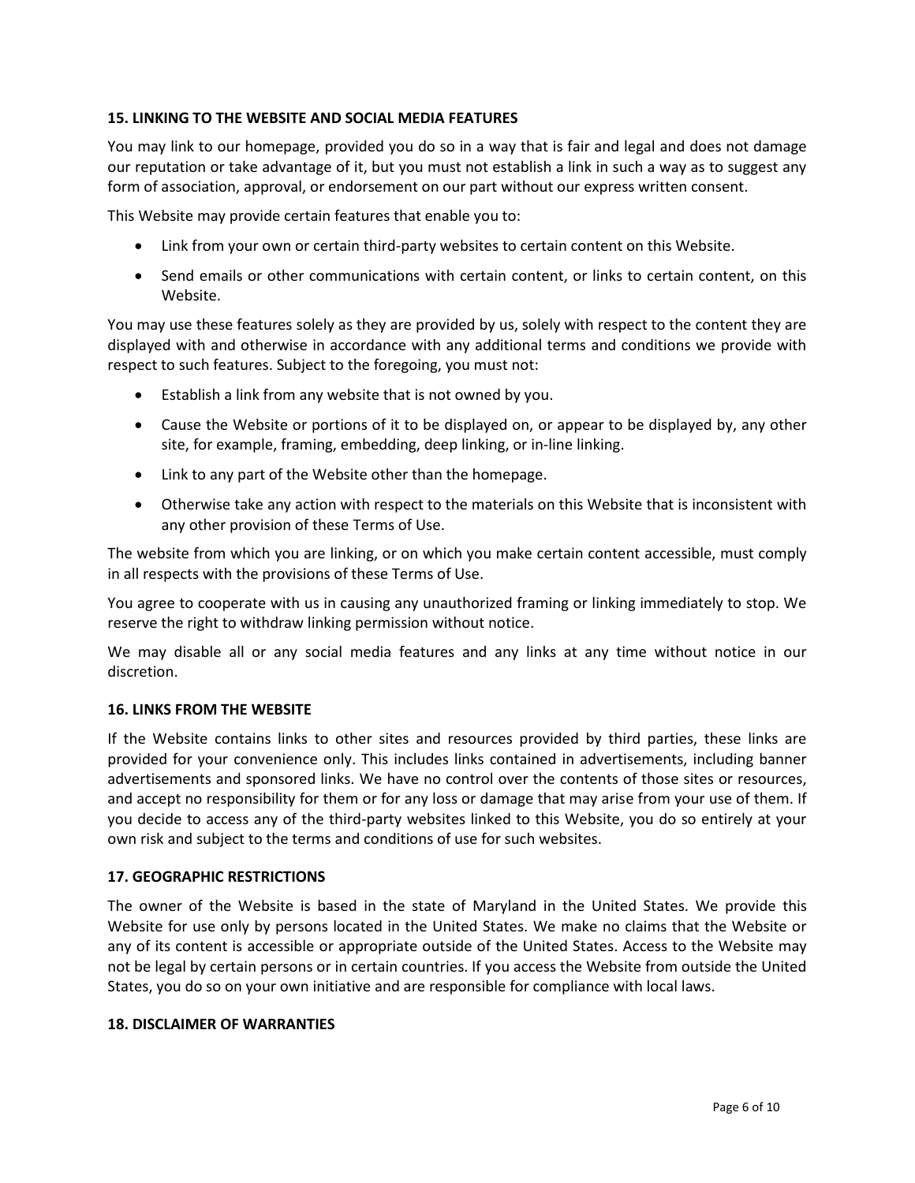### 15. LINKING TO THE WEBSITE AND SOCIAL MEDIA FEATURES

You may link to our homepage, provided you do so in a way that is fair and legal and does not damage our reputation or take advantage of it, but you must not establish a link in such a way as to suggest any form of association, approval, or endorsement on our part without our express written consent.

This Website may provide certain features that enable you to:

- Link from your own or certain third-party websites to certain content on this Website.
- Send emails or other communications with certain content, or links to certain content, on this Website.

You may use these features solely as they are provided by us, solely with respect to the content they are displayed with and otherwise in accordance with any additional terms and conditions we provide with respect to such features. Subject to the foregoing, you must not:

- Establish a link from any website that is not owned by you.
- Cause the Website or portions of it to be displayed on, or appear to be displayed by, any other site, for example, framing, embedding, deep linking, or in-line linking.
- Link to any part of the Website other than the homepage.
- Otherwise take any action with respect to the materials on this Website that is inconsistent with any other provision of these Terms of Use.

The website from which you are linking, or on which you make certain content accessible, must comply in all respects with the provisions of these Terms of Use.

You agree to cooperate with us in causing any unauthorized framing or linking immediately to stop. We reserve the right to withdraw linking permission without notice.

We may disable all or any social media features and any links at any time without notice in our discretion.

### 16. LINKS FROM THE WEBSITE

If the Website contains links to other sites and resources provided by third parties, these links are provided for your convenience only. This includes links contained in advertisements, including banner advertisements and sponsored links. We have no control over the contents of those sites or resources, and accept no responsibility for them or for any loss or damage that may arise from your use of them. If you decide to access any of the third-party websites linked to this Website, you do so entirely at your own risk and subject to the terms and conditions of use for such websites.

### 17. GEOGRAPHIC RESTRICTIONS

The owner of the Website is based in the state of Maryland in the United States. We provide this Website for use only by persons located in the United States. We make no claims that the Website or any of its content is accessible or appropriate outside of the United States. Access to the Website may not be legal by certain persons or in certain countries. If you access the Website from outside the United States, you do so on your own initiative and are responsible for compliance with local laws.

### 18. DISCLAIMER OF WARRANTIES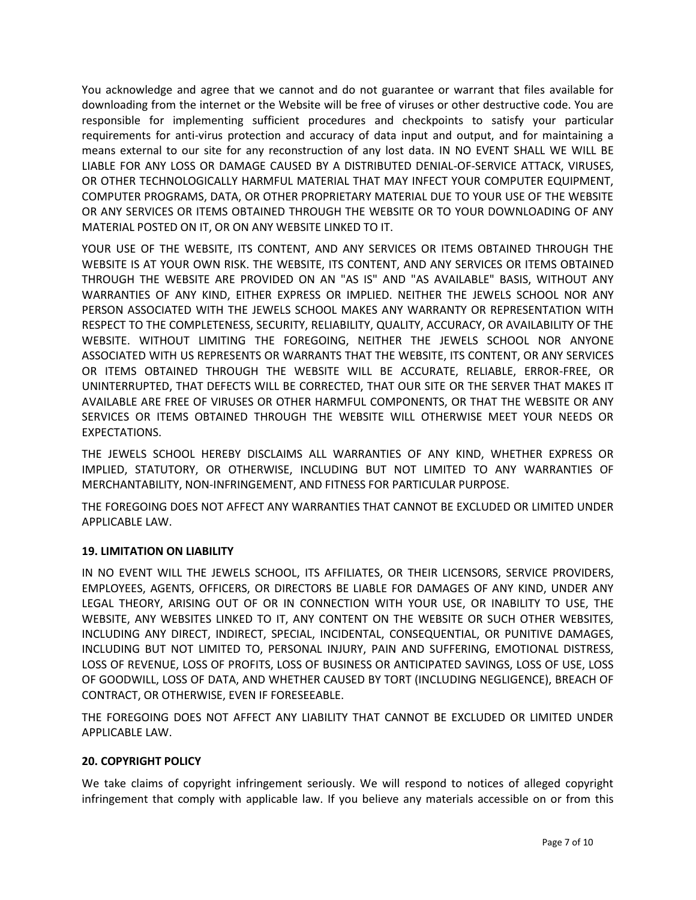You acknowledge and agree that we cannot and do not guarantee or warrant that files available for downloading from the internet or the Website will be free of viruses or other destructive code. You are responsible for implementing sufficient procedures and checkpoints to satisfy your particular requirements for anti-virus protection and accuracy of data input and output, and for maintaining a means external to our site for any reconstruction of any lost data. IN NO EVENT SHALL WE WILL BE LIABLE FOR ANY LOSS OR DAMAGE CAUSED BY A DISTRIBUTED DENIAL-OF-SERVICE ATTACK, VIRUSES, OR OTHER TECHNOLOGICALLY HARMFUL MATERIAL THAT MAY INFECT YOUR COMPUTER EQUIPMENT, COMPUTER PROGRAMS, DATA, OR OTHER PROPRIETARY MATERIAL DUE TO YOUR USE OF THE WEBSITE OR ANY SERVICES OR ITEMS OBTAINED THROUGH THE WEBSITE OR TO YOUR DOWNLOADING OF ANY MATERIAL POSTED ON IT, OR ON ANY WEBSITE LINKED TO IT.

YOUR USE OF THE WEBSITE, ITS CONTENT, AND ANY SERVICES OR ITEMS OBTAINED THROUGH THE WEBSITE IS AT YOUR OWN RISK. THE WEBSITE, ITS CONTENT, AND ANY SERVICES OR ITEMS OBTAINED THROUGH THE WEBSITE ARE PROVIDED ON AN "AS IS" AND "AS AVAILABLE" BASIS, WITHOUT ANY WARRANTIES OF ANY KIND, EITHER EXPRESS OR IMPLIED. NEITHER THE JEWELS SCHOOL NOR ANY PERSON ASSOCIATED WITH THE JEWELS SCHOOL MAKES ANY WARRANTY OR REPRESENTATION WITH RESPECT TO THE COMPLETENESS, SECURITY, RELIABILITY, QUALITY, ACCURACY, OR AVAILABILITY OF THE WEBSITE. WITHOUT LIMITING THE FOREGOING, NEITHER THE JEWELS SCHOOL NOR ANYONE ASSOCIATED WITH US REPRESENTS OR WARRANTS THAT THE WEBSITE, ITS CONTENT, OR ANY SERVICES OR ITEMS OBTAINED THROUGH THE WEBSITE WILL BE ACCURATE, RELIABLE, ERROR-FREE, OR UNINTERRUPTED, THAT DEFECTS WILL BE CORRECTED, THAT OUR SITE OR THE SERVER THAT MAKES IT AVAILABLE ARE FREE OF VIRUSES OR OTHER HARMFUL COMPONENTS, OR THAT THE WEBSITE OR ANY SERVICES OR ITEMS OBTAINED THROUGH THE WEBSITE WILL OTHERWISE MEET YOUR NEEDS OR EXPECTATIONS.

THE JEWELS SCHOOL HEREBY DISCLAIMS ALL WARRANTIES OF ANY KIND, WHETHER EXPRESS OR IMPLIED, STATUTORY, OR OTHERWISE, INCLUDING BUT NOT LIMITED TO ANY WARRANTIES OF MERCHANTABILITY, NON-INFRINGEMENT, AND FITNESS FOR PARTICULAR PURPOSE.

THE FOREGOING DOES NOT AFFECT ANY WARRANTIES THAT CANNOT BE EXCLUDED OR LIMITED UNDER APPLICABLE LAW.

**19. LIMITATION ON LIABILITY**

IN NO EVENT WILL THE JEWELS SCHOOL, ITS AFFILIATES, OR THEIR LICENSORS, SERVICE PROVIDERS, EMPLOYEES, AGENTS, OFFICERS, OR DIRECTORS BE LIABLE FOR DAMAGES OF ANY KIND, UNDER ANY LEGAL THEORY, ARISING OUT OF OR IN CONNECTION WITH YOUR USE, OR INABILITY TO USE, THE WEBSITE, ANY WEBSITES LINKED TO IT, ANY CONTENT ON THE WEBSITE OR SUCH OTHER WEBSITES, INCLUDING ANY DIRECT, INDIRECT, SPECIAL, INCIDENTAL, CONSEQUENTIAL, OR PUNITIVE DAMAGES, INCLUDING BUT NOT LIMITED TO, PERSONAL INJURY, PAIN AND SUFFERING, EMOTIONAL DISTRESS, LOSS OF REVENUE, LOSS OF PROFITS, LOSS OF BUSINESS OR ANTICIPATED SAVINGS, LOSS OF USE, LOSS OF GOODWILL, LOSS OF DATA, AND WHETHER CAUSED BY TORT (INCLUDING NEGLIGENCE), BREACH OF CONTRACT, OR OTHERWISE, EVEN IF FORESEEABLE.

THE FOREGOING DOES NOT AFFECT ANY LIABILITY THAT CANNOT BE EXCLUDED OR LIMITED UNDER APPLICABLE LAW.

**20. COPYRIGHT POLICY**

We take claims of copyright infringement seriously. We will respond to notices of alleged copyright infringement that comply with applicable law. If you believe any materials accessible on or from this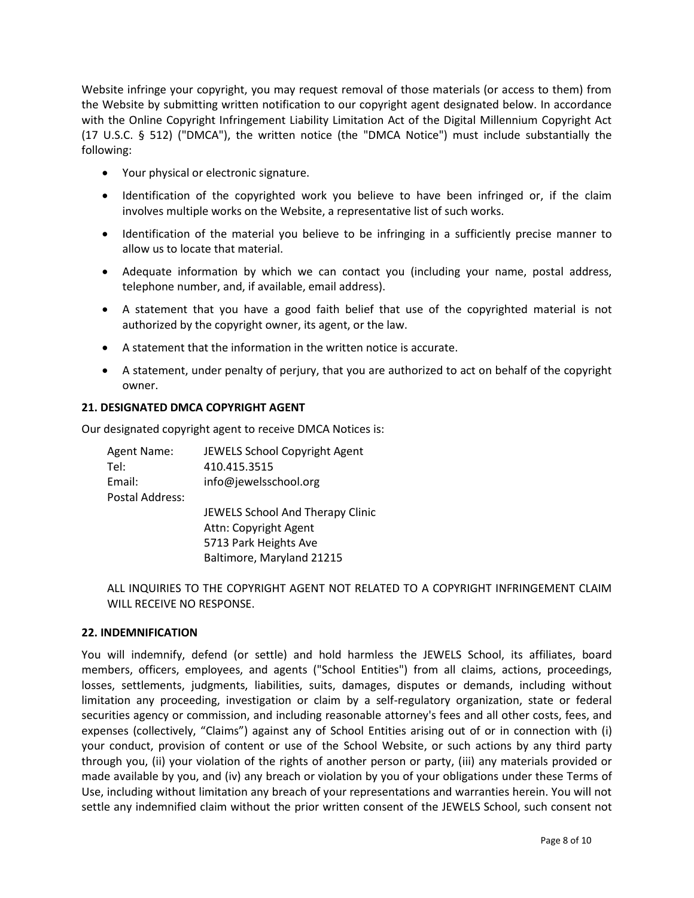Website infringe your copyright, you may request removal of those materials (or access to them) from the Website by submitting written notification to our copyright agent designated below. In accordance with the Online Copyright Infringement Liability Limitation Act of the Digital Millennium Copyright Act (17 U.S.C. § 512) ("DMCA"), the written notice (the "DMCA Notice") must include substantially the following:

- Your physical or electronic signature.
- Identification of the copyrighted work you believe to have been infringed or, if the claim involves multiple works on the Website, a representative list of such works.
- Identification of the material you believe to be infringing in a sufficiently precise manner to allow us to locate that material.
- Adequate information by which we can contact you (including your name, postal address, telephone number, and, if available, email address).
- A statement that you have a good faith belief that use of the copyrighted material is not authorized by the copyright owner, its agent, or the law.
- A statement that the information in the written notice is accurate.
- A statement, under penalty of perjury, that you are authorized to act on behalf of the copyright owner.

**21. DESIGNATED DMCA COPYRIGHT AGENT**

Our designated copyright agent to receive DMCA Notices is:

Agent Name: JEWELS School Copyright Agent
Tel: 410.415.3515
Email: info@jewelsschool.org
Postal Address:
JEWELS School And Therapy Clinic
Attn: Copyright Agent
5713 Park Heights Ave
Baltimore, Maryland 21215

ALL INQUIRIES TO THE COPYRIGHT AGENT NOT RELATED TO A COPYRIGHT INFRINGEMENT CLAIM WILL RECEIVE NO RESPONSE.

**22. INDEMNIFICATION**

You will indemnify, defend (or settle) and hold harmless the JEWELS School, its affiliates, board members, officers, employees, and agents ("School Entities") from all claims, actions, proceedings, losses, settlements, judgments, liabilities, suits, damages, disputes or demands, including without limitation any proceeding, investigation or claim by a self-regulatory organization, state or federal securities agency or commission, and including reasonable attorney's fees and all other costs, fees, and expenses (collectively, "Claims") against any of School Entities arising out of or in connection with (i) your conduct, provision of content or use of the School Website, or such actions by any third party through you, (ii) your violation of the rights of another person or party, (iii) any materials provided or made available by you, and (iv) any breach or violation by you of your obligations under these Terms of Use, including without limitation any breach of your representations and warranties herein. You will not settle any indemnified claim without the prior written consent of the JEWELS School, such consent not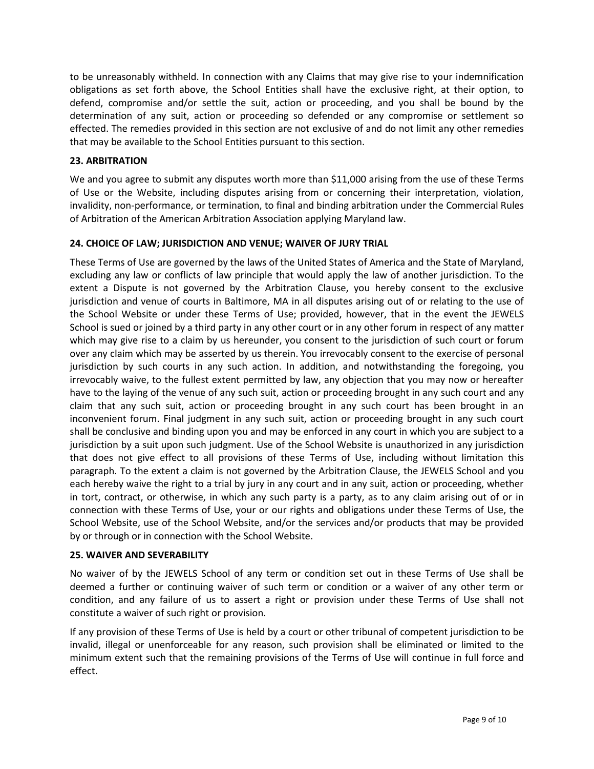to be unreasonably withheld. In connection with any Claims that may give rise to your indemnification obligations as set forth above, the School Entities shall have the exclusive right, at their option, to defend, compromise and/or settle the suit, action or proceeding, and you shall be bound by the determination of any suit, action or proceeding so defended or any compromise or settlement so effected. The remedies provided in this section are not exclusive of and do not limit any other remedies that may be available to the School Entities pursuant to this section.

**23. ARBITRATION**

We and you agree to submit any disputes worth more than $11,000 arising from the use of these Terms of Use or the Website, including disputes arising from or concerning their interpretation, violation, invalidity, non-performance, or termination, to final and binding arbitration under the Commercial Rules of Arbitration of the American Arbitration Association applying Maryland law.

**24. CHOICE OF LAW; JURISDICTION AND VENUE; WAIVER OF JURY TRIAL**

These Terms of Use are governed by the laws of the United States of America and the State of Maryland, excluding any law or conflicts of law principle that would apply the law of another jurisdiction. To the extent a Dispute is not governed by the Arbitration Clause, you hereby consent to the exclusive jurisdiction and venue of courts in Baltimore, MA in all disputes arising out of or relating to the use of the School Website or under these Terms of Use; provided, however, that in the event the JEWELS School is sued or joined by a third party in any other court or in any other forum in respect of any matter which may give rise to a claim by us hereunder, you consent to the jurisdiction of such court or forum over any claim which may be asserted by us therein. You irrevocably consent to the exercise of personal jurisdiction by such courts in any such action. In addition, and notwithstanding the foregoing, you irrevocably waive, to the fullest extent permitted by law, any objection that you may now or hereafter have to the laying of the venue of any such suit, action or proceeding brought in any such court and any claim that any such suit, action or proceeding brought in any such court has been brought in an inconvenient forum. Final judgment in any such suit, action or proceeding brought in any such court shall be conclusive and binding upon you and may be enforced in any court in which you are subject to a jurisdiction by a suit upon such judgment. Use of the School Website is unauthorized in any jurisdiction that does not give effect to all provisions of these Terms of Use, including without limitation this paragraph. To the extent a claim is not governed by the Arbitration Clause, the JEWELS School and you each hereby waive the right to a trial by jury in any court and in any suit, action or proceeding, whether in tort, contract, or otherwise, in which any such party is a party, as to any claim arising out of or in connection with these Terms of Use, your or our rights and obligations under these Terms of Use, the School Website, use of the School Website, and/or the services and/or products that may be provided by or through or in connection with the School Website.

**25. WAIVER AND SEVERABILITY**

No waiver of by the JEWELS School of any term or condition set out in these Terms of Use shall be deemed a further or continuing waiver of such term or condition or a waiver of any other term or condition, and any failure of us to assert a right or provision under these Terms of Use shall not constitute a waiver of such right or provision.

If any provision of these Terms of Use is held by a court or other tribunal of competent jurisdiction to be invalid, illegal or unenforceable for any reason, such provision shall be eliminated or limited to the minimum extent such that the remaining provisions of the Terms of Use will continue in full force and effect.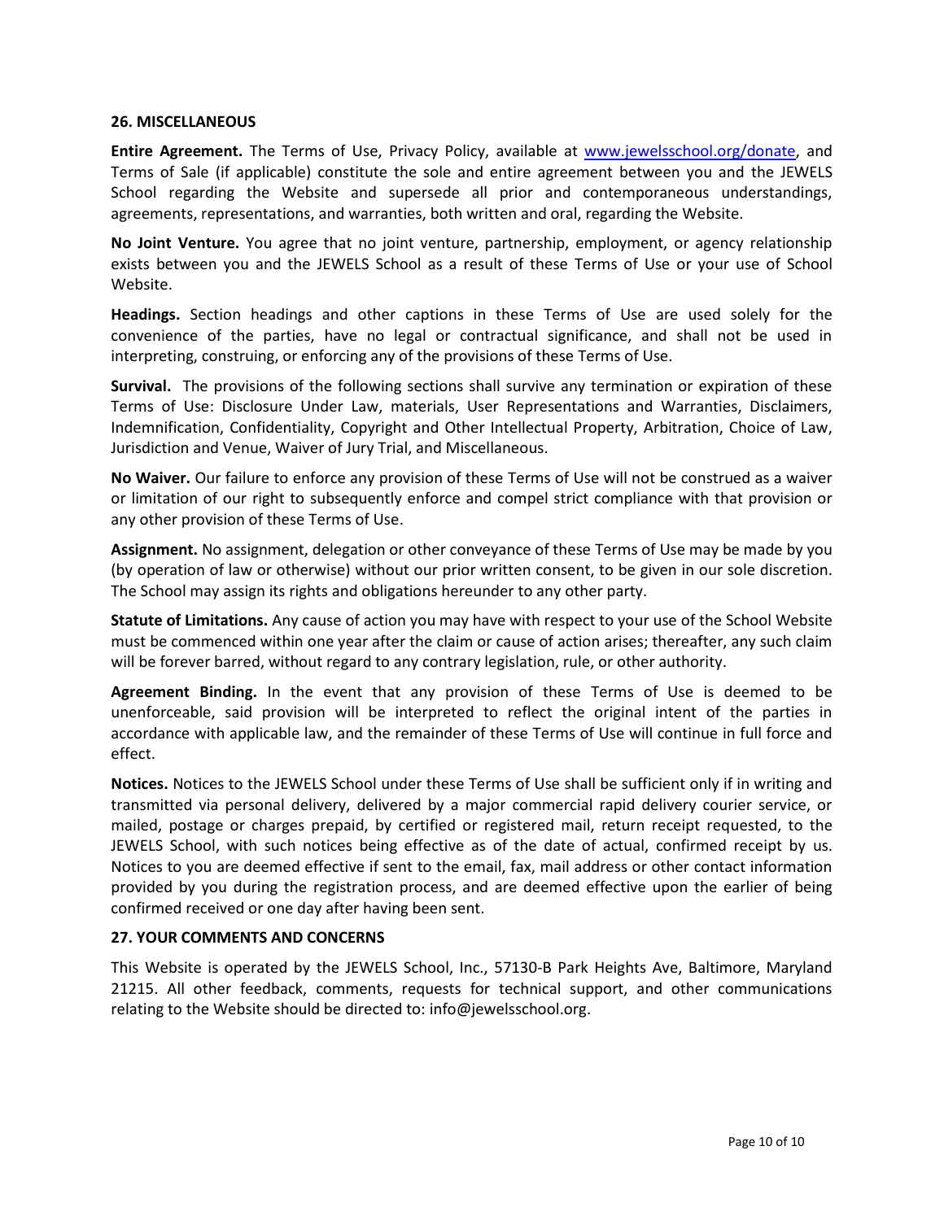## 26. MISCELLANEOUS

**Entire Agreement.** The Terms of Use, Privacy Policy, available at [www.jewelsschool.org/donate](www.jewelsschool.org/donate), and Terms of Sale (if applicable) constitute the sole and entire agreement between you and the JEWELS School regarding the Website and supersede all prior and contemporaneous understandings, agreements, representations, and warranties, both written and oral, regarding the Website.

**No Joint Venture.** You agree that no joint venture, partnership, employment, or agency relationship exists between you and the JEWELS School as a result of these Terms of Use or your use of School Website.

**Headings.** Section headings and other captions in these Terms of Use are used solely for the convenience of the parties, have no legal or contractual significance, and shall not be used in interpreting, construing, or enforcing any of the provisions of these Terms of Use.

**Survival.** The provisions of the following sections shall survive any termination or expiration of these Terms of Use: Disclosure Under Law, materials, User Representations and Warranties, Disclaimers, Indemnification, Confidentiality, Copyright and Other Intellectual Property, Arbitration, Choice of Law, Jurisdiction and Venue, Waiver of Jury Trial, and Miscellaneous.

**No Waiver.** Our failure to enforce any provision of these Terms of Use will not be construed as a waiver or limitation of our right to subsequently enforce and compel strict compliance with that provision or any other provision of these Terms of Use.

**Assignment.** No assignment, delegation or other conveyance of these Terms of Use may be made by you (by operation of law or otherwise) without our prior written consent, to be given in our sole discretion. The School may assign its rights and obligations hereunder to any other party.

**Statute of Limitations.** Any cause of action you may have with respect to your use of the School Website must be commenced within one year after the claim or cause of action arises; thereafter, any such claim will be forever barred, without regard to any contrary legislation, rule, or other authority.

**Agreement Binding.** In the event that any provision of these Terms of Use is deemed to be unenforceable, said provision will be interpreted to reflect the original intent of the parties in accordance with applicable law, and the remainder of these Terms of Use will continue in full force and effect.

**Notices.** Notices to the JEWELS School under these Terms of Use shall be sufficient only if in writing and transmitted via personal delivery, delivered by a major commercial rapid delivery courier service, or mailed, postage or charges prepaid, by certified or registered mail, return receipt requested, to the JEWELS School, with such notices being effective as of the date of actual, confirmed receipt by us. Notices to you are deemed effective if sent to the email, fax, mail address or other contact information provided by you during the registration process, and are deemed effective upon the earlier of being confirmed received or one day after having been sent.

## 27. YOUR COMMENTS AND CONCERNS

This Website is operated by the JEWELS School, Inc., 57130-B Park Heights Ave, Baltimore, Maryland 21215. All other feedback, comments, requests for technical support, and other communications relating to the Website should be directed to: info@jewelsschool.org.